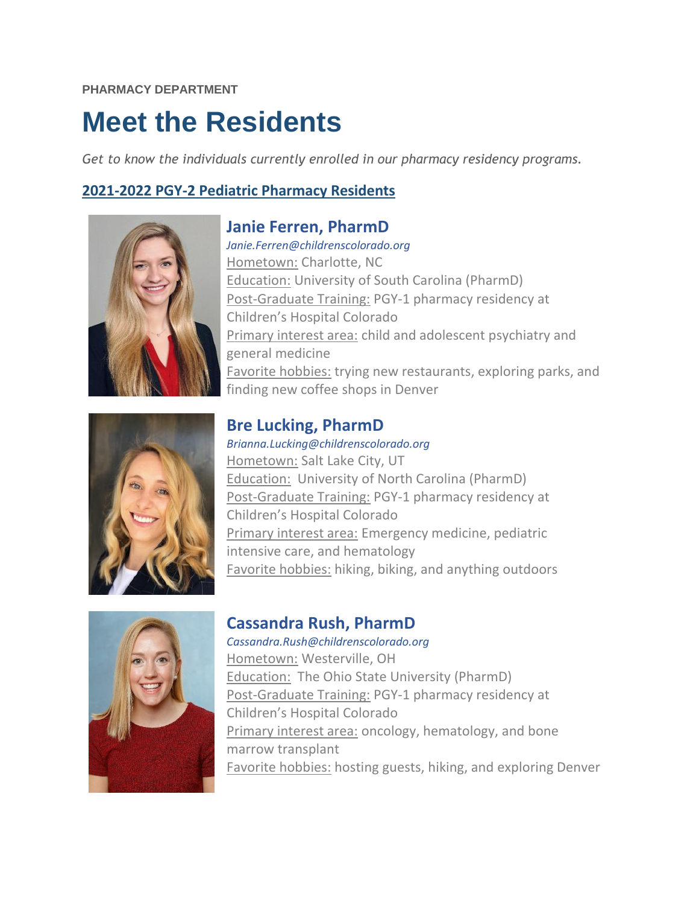PHARMACY DEPARTMENT

# Meet the Residents

*Get to know the individuals currently enrolled in our pharmacy residency programs.*

## 2021-2022 PGY-2 Pediatric Pharmacy Residents

### Janie Ferren, PharmD

*Janie.Ferren@childrenscolorado.org*
Hometown: Charlotte, NC
Education: University of South Carolina (PharmD)
Post-Graduate Training: PGY-1 pharmacy residency at Children's Hospital Colorado
Primary interest area: child and adolescent psychiatry and general medicine
Favorite hobbies: trying new restaurants, exploring parks, and finding new coffee shops in Denver

### Bre Lucking, PharmD

*Brianna.Lucking@childrenscolorado.org*
Hometown: Salt Lake City, UT
Education: University of North Carolina (PharmD)
Post-Graduate Training: PGY-1 pharmacy residency at Children's Hospital Colorado
Primary interest area: Emergency medicine, pediatric intensive care, and hematology
Favorite hobbies: hiking, biking, and anything outdoors

### Cassandra Rush, PharmD

*Cassandra.Rush@childrenscolorado.org*
Hometown: Westerville, OH
Education: The Ohio State University (PharmD)
Post-Graduate Training: PGY-1 pharmacy residency at Children's Hospital Colorado
Primary interest area: oncology, hematology, and bone marrow transplant
Favorite hobbies: hosting guests, hiking, and exploring Denver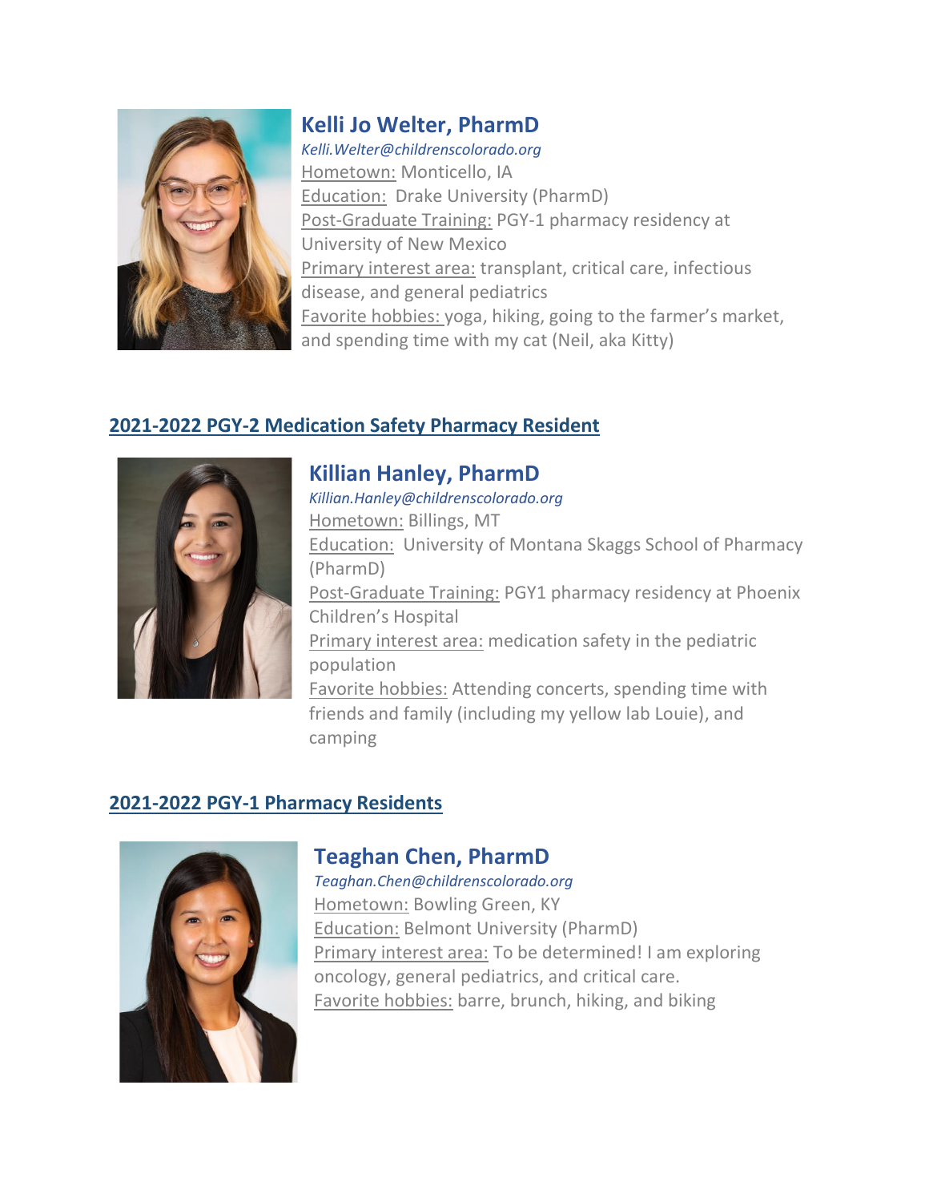### Kelli Jo Welter, PharmD

*Kelli.Welter@childrenscolorado.org*

Hometown: Monticello, IA

Education: Drake University (PharmD)

Post-Graduate Training: PGY-1 pharmacy residency at University of New Mexico

Primary interest area: transplant, critical care, infectious disease, and general pediatrics

Favorite hobbies: yoga, hiking, going to the farmer's market, and spending time with my cat (Neil, aka Kitty)

## 2021-2022 PGY-2 Medication Safety Pharmacy Resident

### Killian Hanley, PharmD

*Killian.Hanley@childrenscolorado.org*

Hometown: Billings, MT

Education: University of Montana Skaggs School of Pharmacy (PharmD)

Post-Graduate Training: PGY1 pharmacy residency at Phoenix Children's Hospital

Primary interest area: medication safety in the pediatric population

Favorite hobbies: Attending concerts, spending time with friends and family (including my yellow lab Louie), and camping

## 2021-2022 PGY-1 Pharmacy Residents

### Teaghan Chen, PharmD

*Teaghan.Chen@childrenscolorado.org*

Hometown: Bowling Green, KY

Education: Belmont University (PharmD)

Primary interest area: To be determined! I am exploring oncology, general pediatrics, and critical care.

Favorite hobbies: barre, brunch, hiking, and biking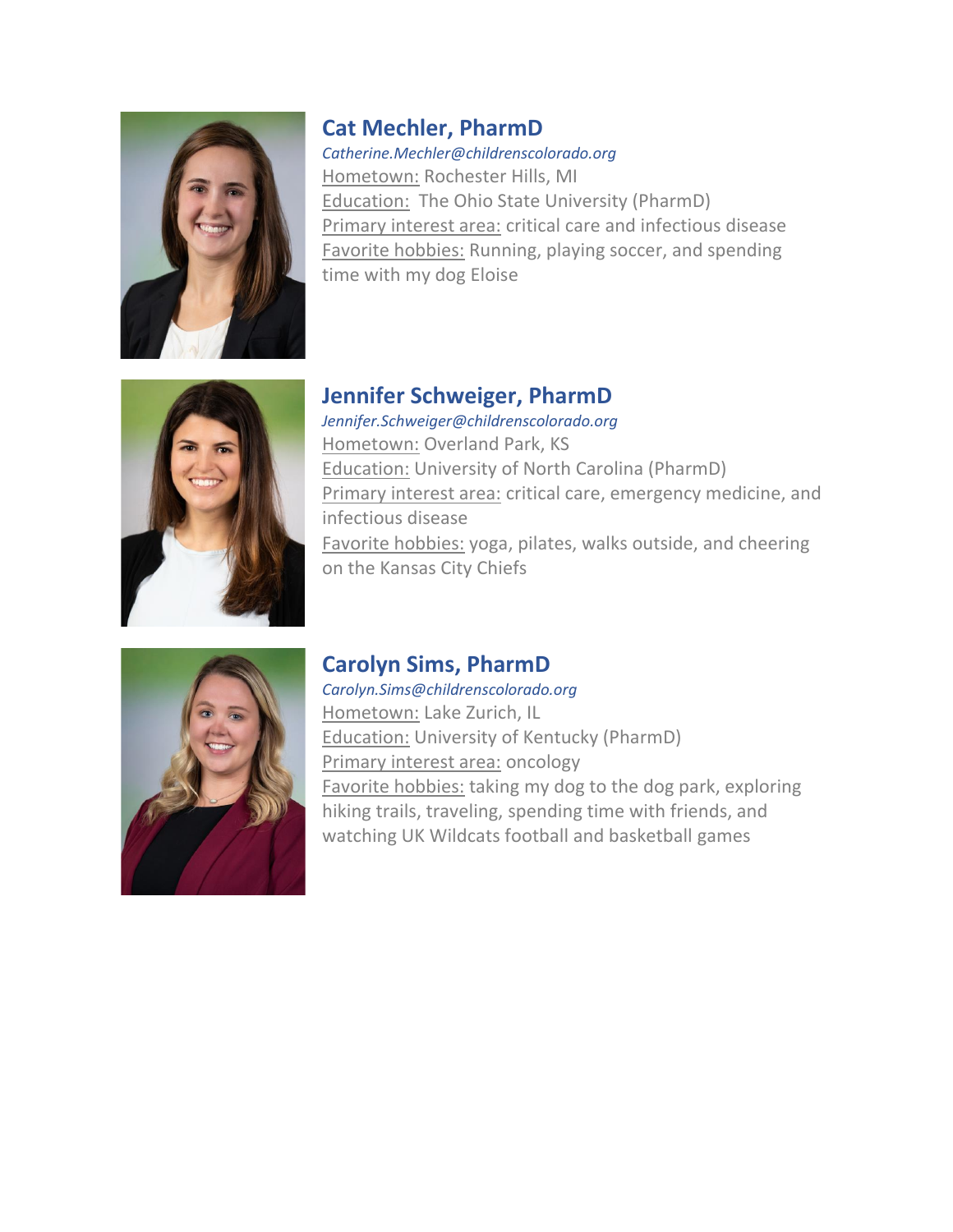## Cat Mechler, PharmD

*Catherine.Mechler@childrenscolorado.org*

Hometown: Rochester Hills, MI

Education: The Ohio State University (PharmD)

Primary interest area: critical care and infectious disease

Favorite hobbies: Running, playing soccer, and spending time with my dog Eloise

## Jennifer Schweiger, PharmD

*Jennifer.Schweiger@childrenscolorado.org*

Hometown: Overland Park, KS

Education: University of North Carolina (PharmD)

Primary interest area: critical care, emergency medicine, and infectious disease

Favorite hobbies: yoga, pilates, walks outside, and cheering on the Kansas City Chiefs

## Carolyn Sims, PharmD

*Carolyn.Sims@childrenscolorado.org*

Hometown: Lake Zurich, IL

Education: University of Kentucky (PharmD)

Primary interest area: oncology

Favorite hobbies: taking my dog to the dog park, exploring hiking trails, traveling, spending time with friends, and watching UK Wildcats football and basketball games